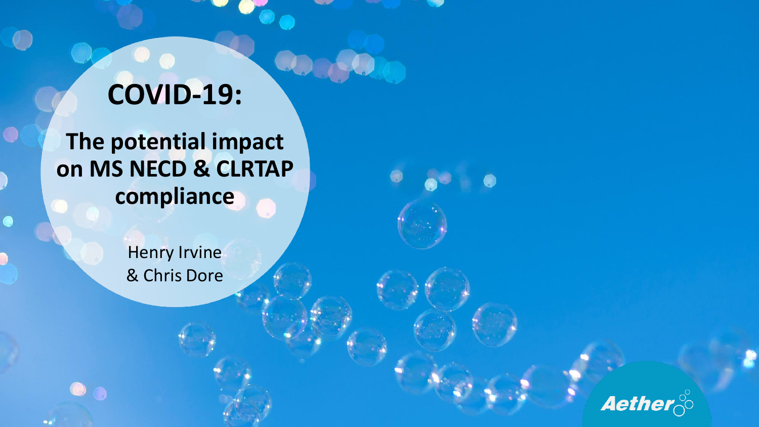# COVID-19:

## The potential impact on MS NECD & CLRTAP compliance

Henry Irvine & Chris Dore

Aether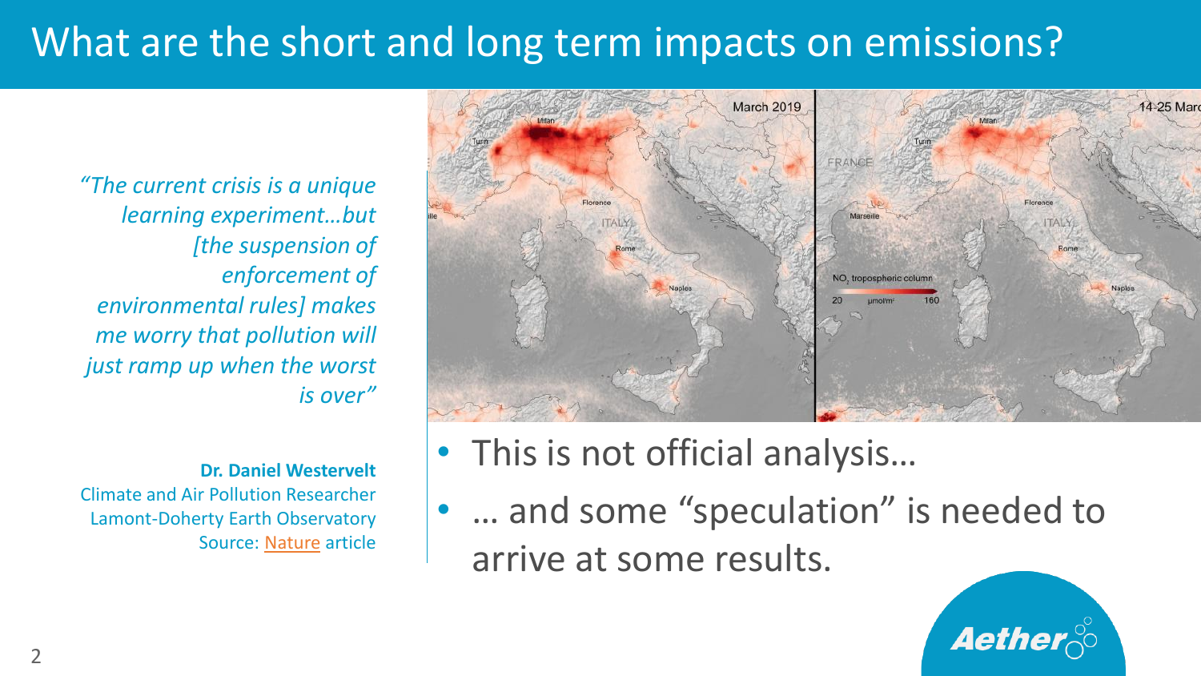# What are the short and long term impacts on emissions?

*"The current crisis is a unique learning experiment…but [the suspension of enforcement of environmental rules] makes me worry that pollution will just ramp up when the worst is over"*

**Dr. Daniel Westervelt**
Climate and Air Pollution Researcher
Lamont-Doherty Earth Observatory
Source: Nature article

- This is not official analysis…
- … and some "speculation" is needed to arrive at some results.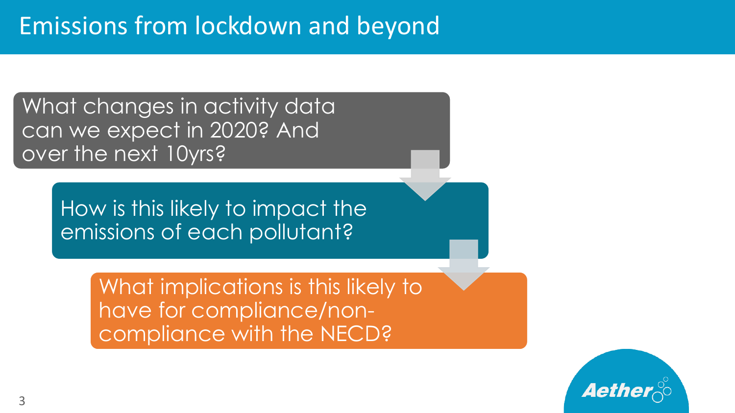# Emissions from lockdown and beyond

What changes in activity data can we expect in 2020? And over the next 10yrs?

How is this likely to impact the emissions of each pollutant?

What implications is this likely to have for compliance/non-compliance with the NECD?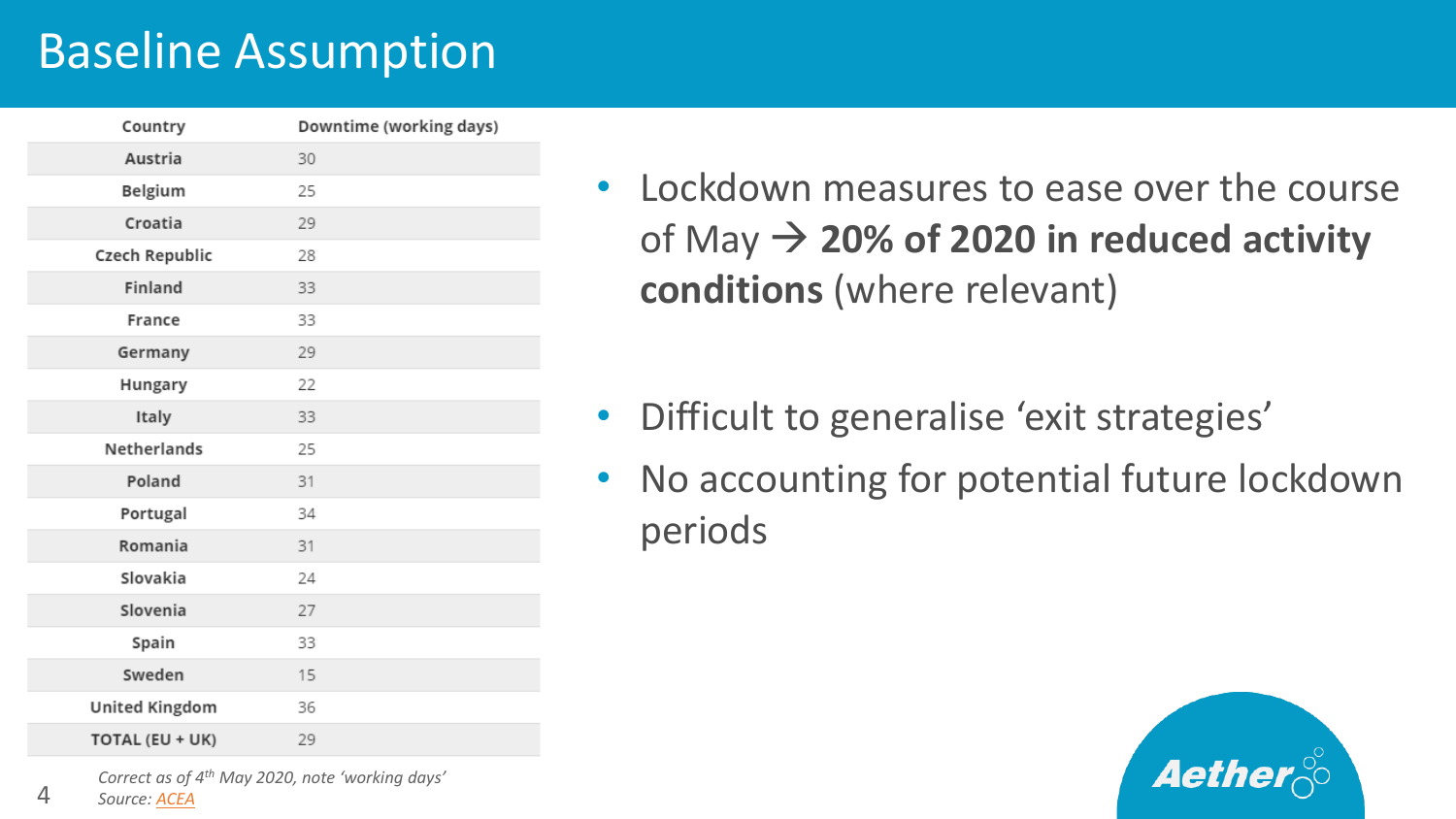# Baseline Assumption

| Country | Downtime (working days) |
|---|---|
| Austria | 30 |
| Belgium | 25 |
| Croatia | 29 |
| Czech Republic | 28 |
| Finland | 33 |
| France | 33 |
| Germany | 29 |
| Hungary | 22 |
| Italy | 33 |
| Netherlands | 25 |
| Poland | 31 |
| Portugal | 34 |
| Romania | 31 |
| Slovakia | 24 |
| Slovenia | 27 |
| Spain | 33 |
| Sweden | 15 |
| United Kingdom | 36 |
| TOTAL (EU + UK) | 29 |

*Correct as of 4th May 2020, note 'working days'*
*Source: ACEA*

- Lockdown measures to ease over the course of May → **20% of 2020 in reduced activity conditions** (where relevant)
- Difficult to generalise 'exit strategies'
- No accounting for potential future lockdown periods

Aether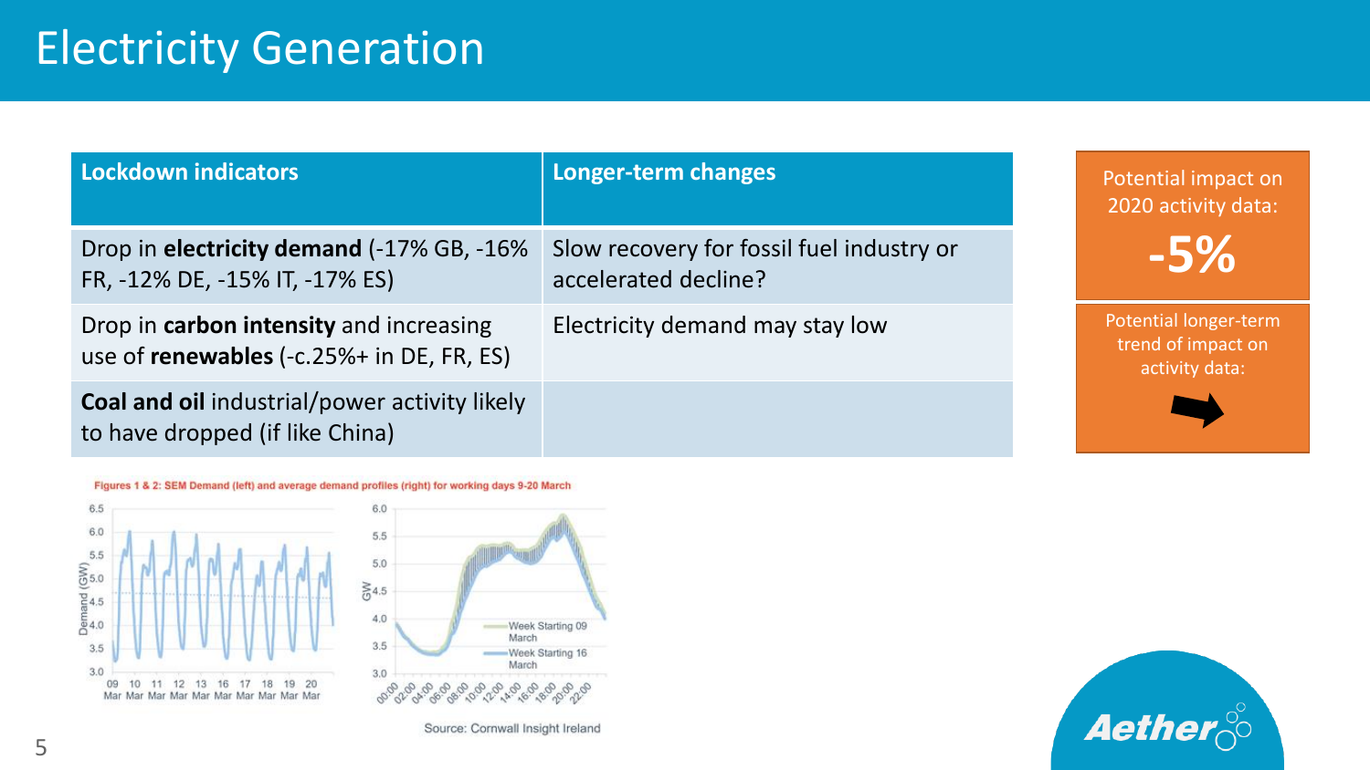# Electricity Generation

| Lockdown indicators | Longer-term changes |
| --- | --- |
| Drop in **electricity demand** (-17% GB, -16% FR, -12% DE, -15% IT, -17% ES) | Slow recovery for fossil fuel industry or accelerated decline? |
| Drop in **carbon intensity** and increasing use of **renewables** (-c.25%+ in DE, FR, ES) | Electricity demand may stay low |
| **Coal and oil** industrial/power activity likely to have dropped (if like China) | |

Potential impact on 2020 activity data:

**-5%**

Potential longer-term trend of impact on activity data:

➡

Figures 1 & 2: SEM Demand (left) and average demand profiles (right) for working days 9-20 March

Source: Cornwall Insight Ireland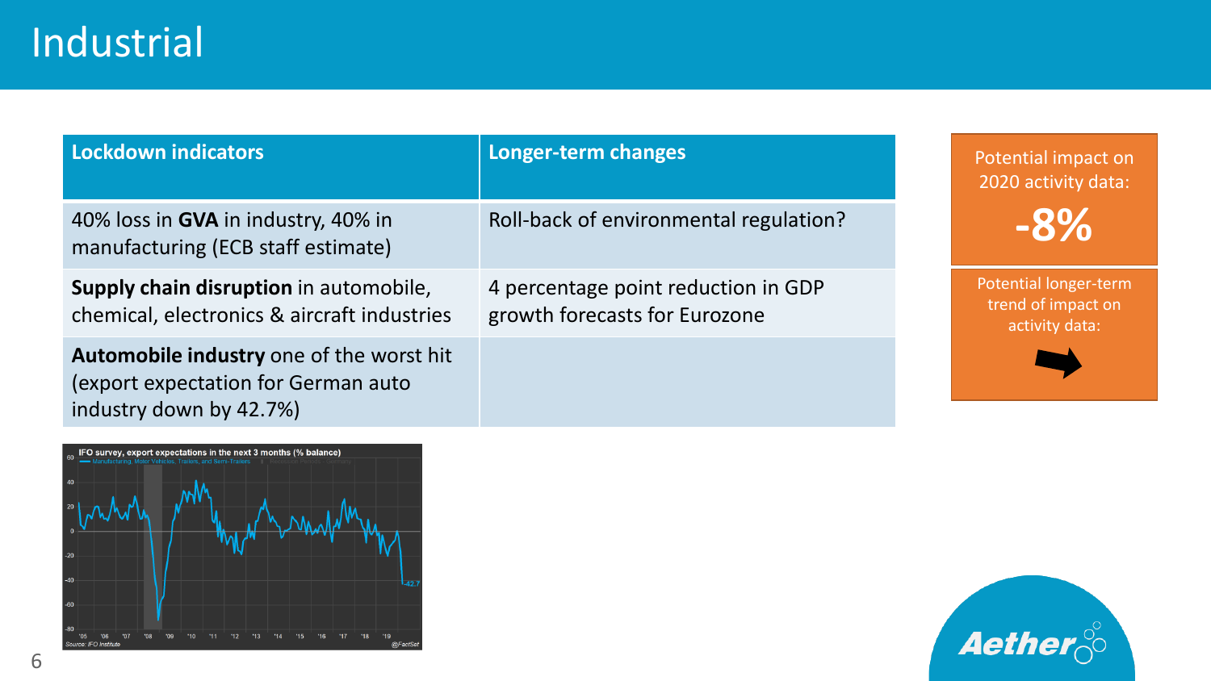# Industrial

| Lockdown indicators | Longer-term changes |
| --- | --- |
| 40% loss in **GVA** in industry, 40% in manufacturing (ECB staff estimate) | Roll-back of environmental regulation? |
| **Supply chain disruption** in automobile, chemical, electronics & aircraft industries | 4 percentage point reduction in GDP growth forecasts for Eurozone |
| **Automobile industry** one of the worst hit (export expectation for German auto industry down by 42.7%) | |

Potential impact on 2020 activity data:

**-8%**

Potential longer-term trend of impact on activity data:

➡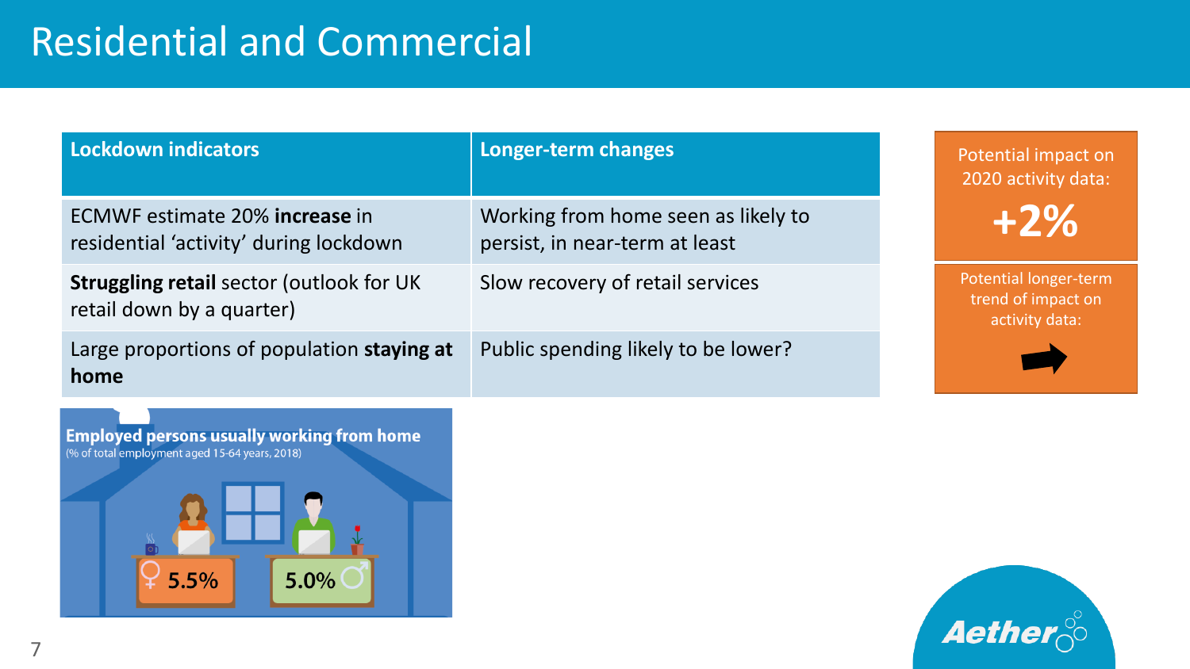# Residential and Commercial

| Lockdown indicators | Longer-term changes |
|---|---|
| ECMWF estimate 20% **increase** in residential 'activity' during lockdown | Working from home seen as likely to persist, in near-term at least |
| **Struggling retail** sector (outlook for UK retail down by a quarter) | Slow recovery of retail services |
| Large proportions of population **staying at home** | Public spending likely to be lower? |

Potential impact on 2020 activity data:

**+2%**

Potential longer-term trend of impact on activity data:

➡

**Employed persons usually working from home**
(% of total employment aged 15-64 years, 2018)

♀ 5.5%

5.0% ♂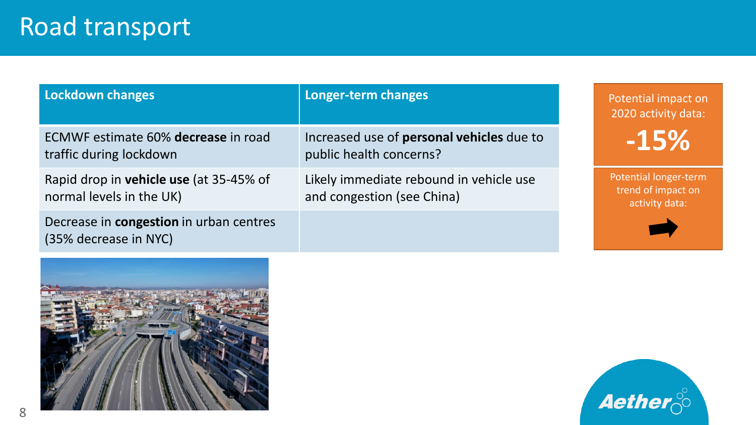# Road transport

| Lockdown changes | Longer-term changes |
|---|---|
| ECMWF estimate 60% **decrease** in road traffic during lockdown | Increased use of **personal vehicles** due to public health concerns? |
| Rapid drop in **vehicle use** (at 35-45% of normal levels in the UK) | Likely immediate rebound in vehicle use and congestion (see China) |
| Decrease in **congestion** in urban centres (35% decrease in NYC) | |

Potential impact on 2020 activity data:

**-15%**

Potential longer-term trend of impact on activity data:

➡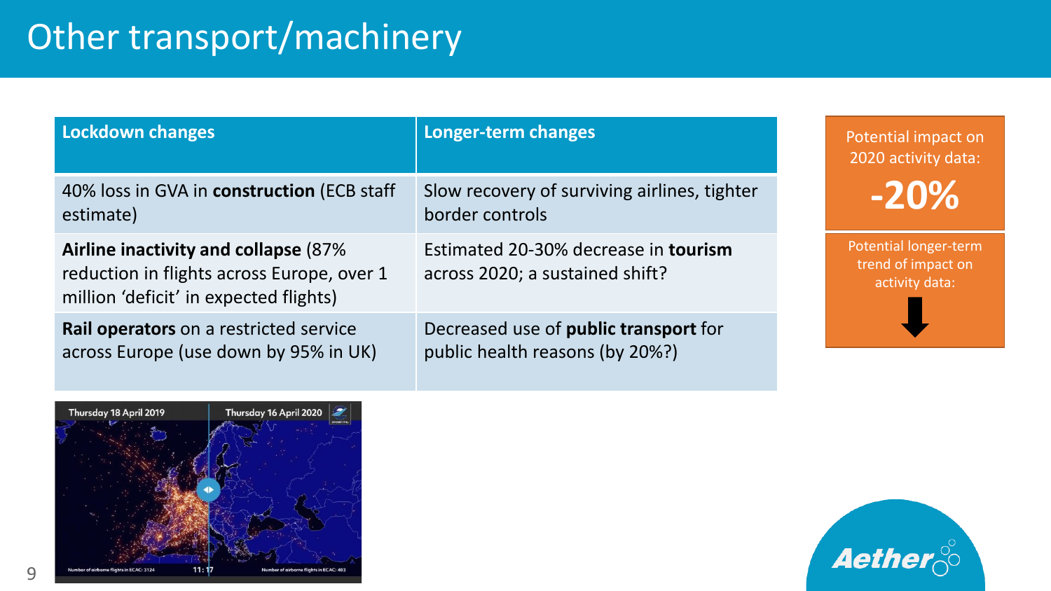# Other transport/machinery

| Lockdown changes | Longer-term changes |
| --- | --- |
| 40% loss in GVA in **construction** (ECB staff estimate) | Slow recovery of surviving airlines, tighter border controls |
| **Airline inactivity and collapse** (87% reduction in flights across Europe, over 1 million 'deficit' in expected flights) | Estimated 20-30% decrease in **tourism** across 2020; a sustained shift? |
| **Rail operators** on a restricted service across Europe (use down by 95% in UK) | Decreased use of **public transport** for public health reasons (by 20%?) |

Potential impact on 2020 activity data:

**-20%**

Potential longer-term trend of impact on activity data: ↓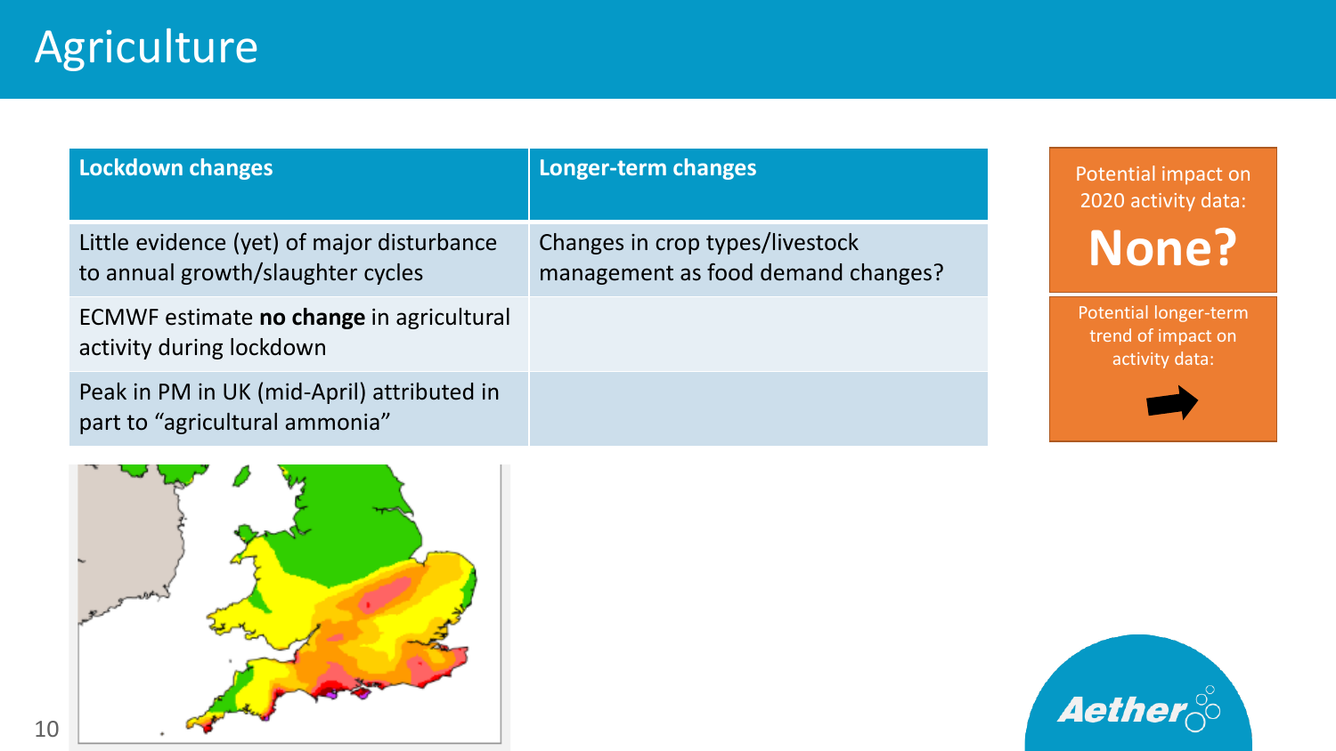# Agriculture

| Lockdown changes | Longer-term changes |
| --- | --- |
| Little evidence (yet) of major disturbance to annual growth/slaughter cycles | Changes in crop types/livestock management as food demand changes? |
| ECMWF estimate **no change** in agricultural activity during lockdown | |
| Peak in PM in UK (mid-April) attributed in part to "agricultural ammonia" | |

Potential impact on 2020 activity data:

**None?**

Potential longer-term trend of impact on activity data: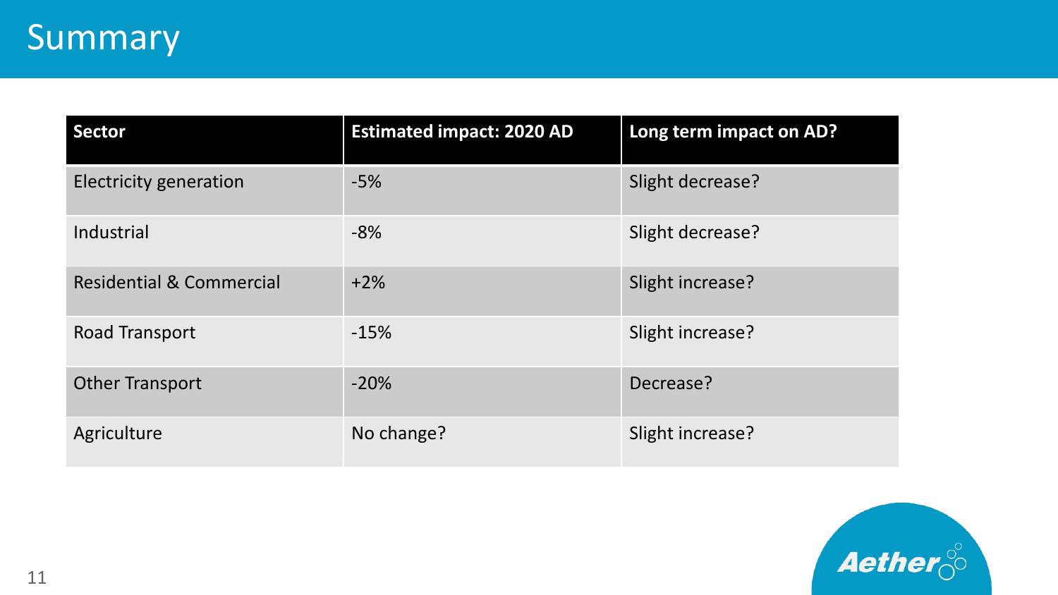# Summary

| Sector | Estimated impact: 2020 AD | Long term impact on AD? |
| --- | --- | --- |
| Electricity generation | -5% | Slight decrease? |
| Industrial | -8% | Slight decrease? |
| Residential & Commercial | +2% | Slight increase? |
| Road Transport | -15% | Slight increase? |
| Other Transport | -20% | Decrease? |
| Agriculture | No change? | Slight increase? |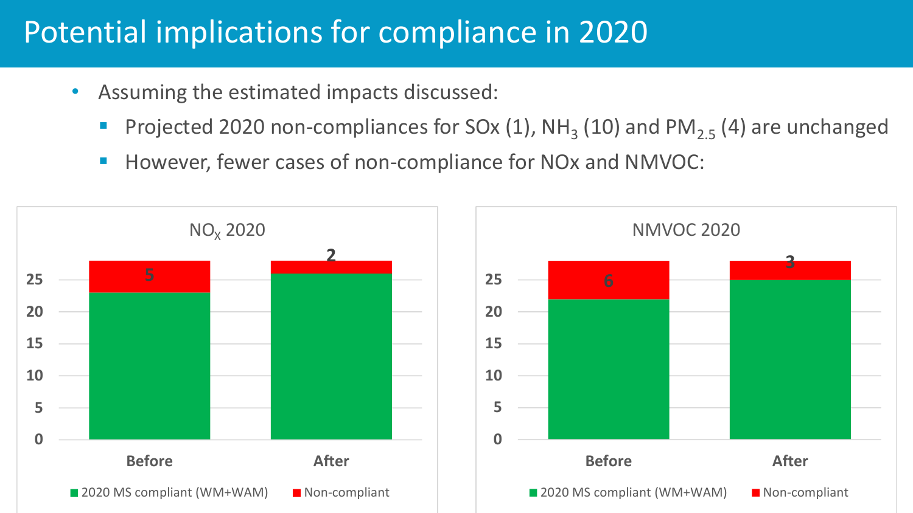# Potential implications for compliance in 2020

- Assuming the estimated impacts discussed:
  - Projected 2020 non-compliances for SOx (1), $NH_3$ (10) and $PM_{2.5}$ (4) are unchanged
  - However, fewer cases of non-compliance for NOx and NMVOC:

**$NO_X$ 2020**

| | 2020 MS compliant (WM+WAM) | Non-compliant |
|---|---|---|
| Before | 23 | 5 |
| After | 26 | 2 |

**NMVOC 2020**

| | 2020 MS compliant (WM+WAM) | Non-compliant |
|---|---|---|
| Before | 22 | 6 |
| After | 25 | 3 |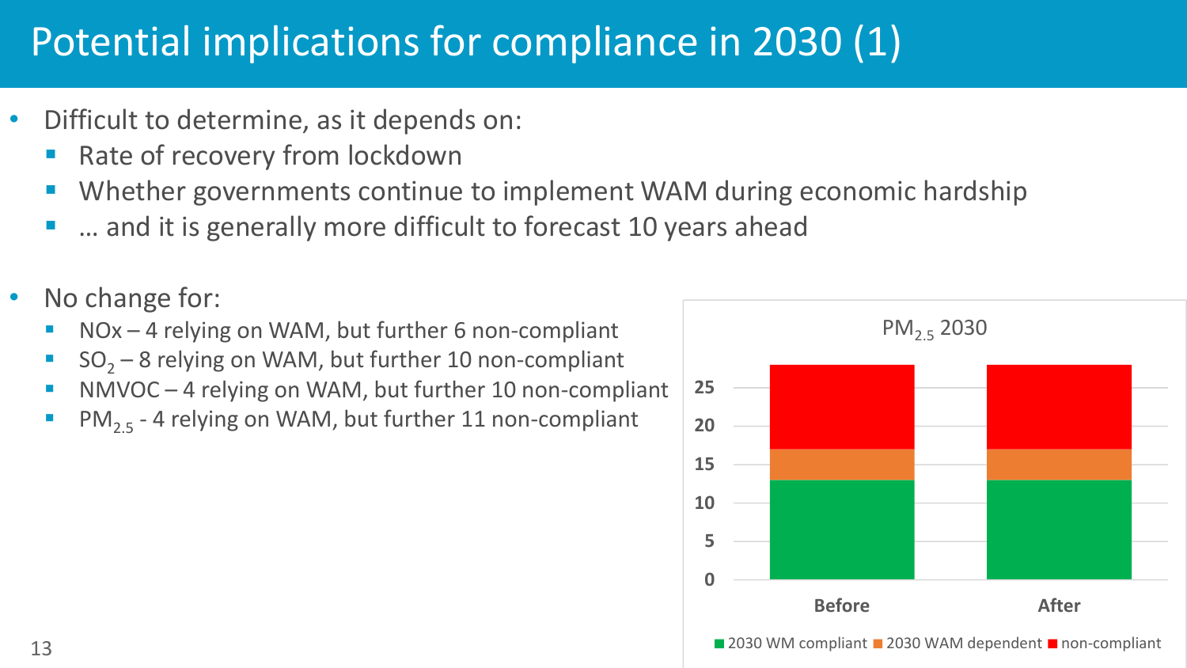# Potential implications for compliance in 2030 (1)

- Difficult to determine, as it depends on:
  - Rate of recovery from lockdown
  - Whether governments continue to implement WAM during economic hardship
  - … and it is generally more difficult to forecast 10 years ahead

- No change for:
  - NOx – 4 relying on WAM, but further 6 non-compliant
  - $SO_2$ – 8 relying on WAM, but further 10 non-compliant
  - NMVOC – 4 relying on WAM, but further 10 non-compliant
  - $PM_{2.5}$ - 4 relying on WAM, but further 11 non-compliant

$PM_{2.5}$ 2030

| | 2030 WM compliant | 2030 WAM dependent | non-compliant |
|---|---|---|---|
| Before | 13 | 4 | 11 |
| After | 13 | 4 | 11 |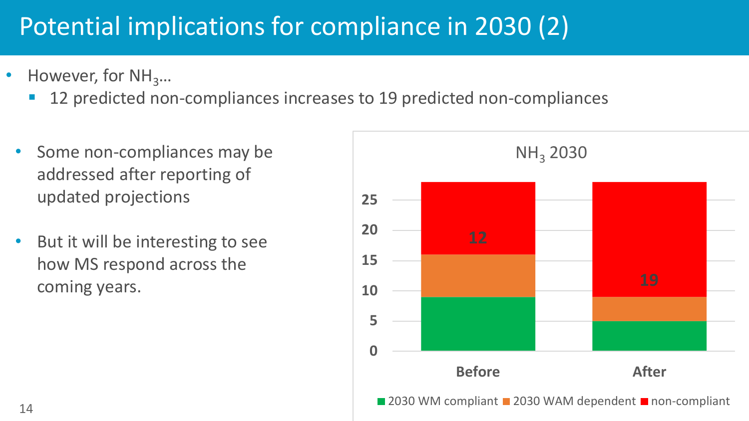# Potential implications for compliance in 2030 (2)

- However, for $NH_3$…
  - 12 predicted non-compliances increases to 19 predicted non-compliances

- Some non-compliances may be addressed after reporting of updated projections
- But it will be interesting to see how MS respond across the coming years.

$NH_3$ 2030

| | 2030 WM compliant | 2030 WAM dependent | non-compliant |
|---|---|---|---|
| Before | 9 | 7 | 12 |
| After | 5 | 4 | 19 |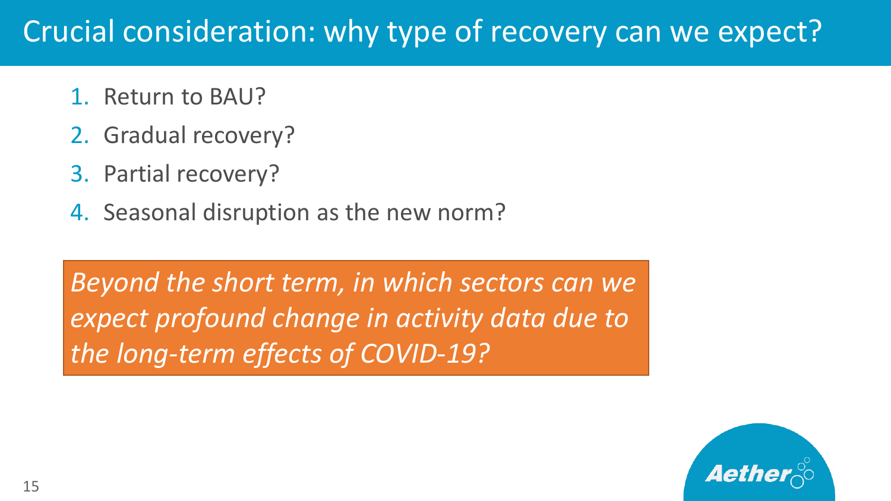# Crucial consideration: why type of recovery can we expect?

1. Return to BAU?
2. Gradual recovery?
3. Partial recovery?
4. Seasonal disruption as the new norm?

*Beyond the short term, in which sectors can we expect profound change in activity data due to the long-term effects of COVID-19?*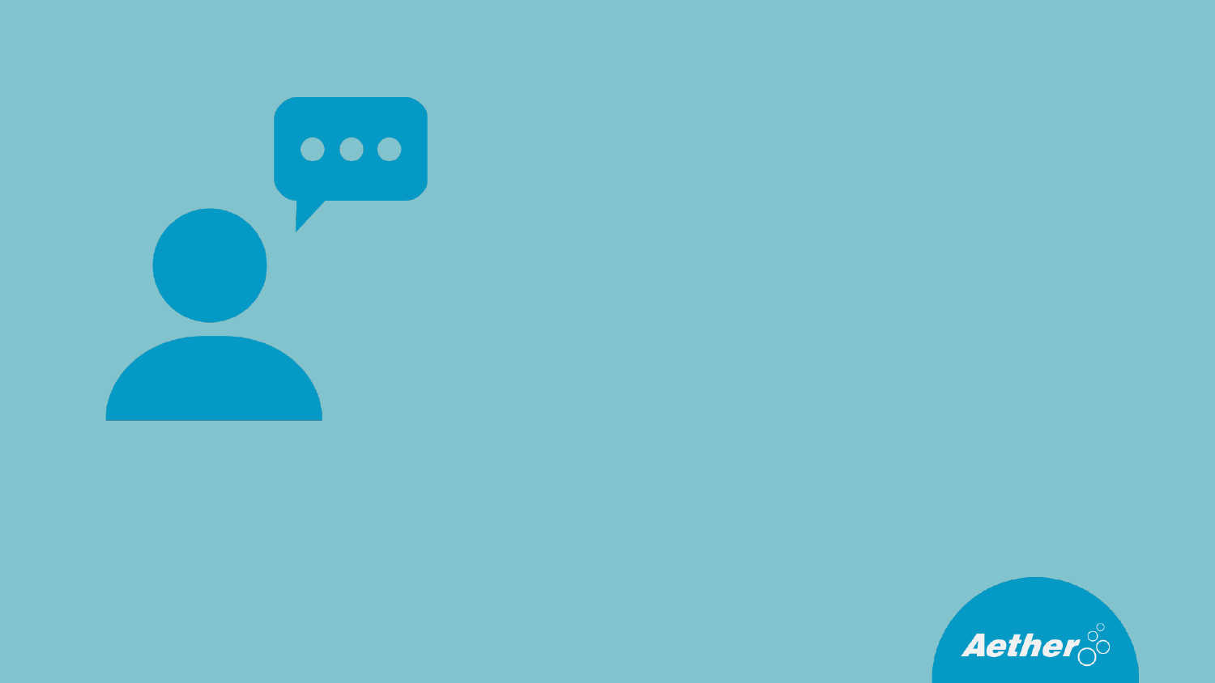Aether